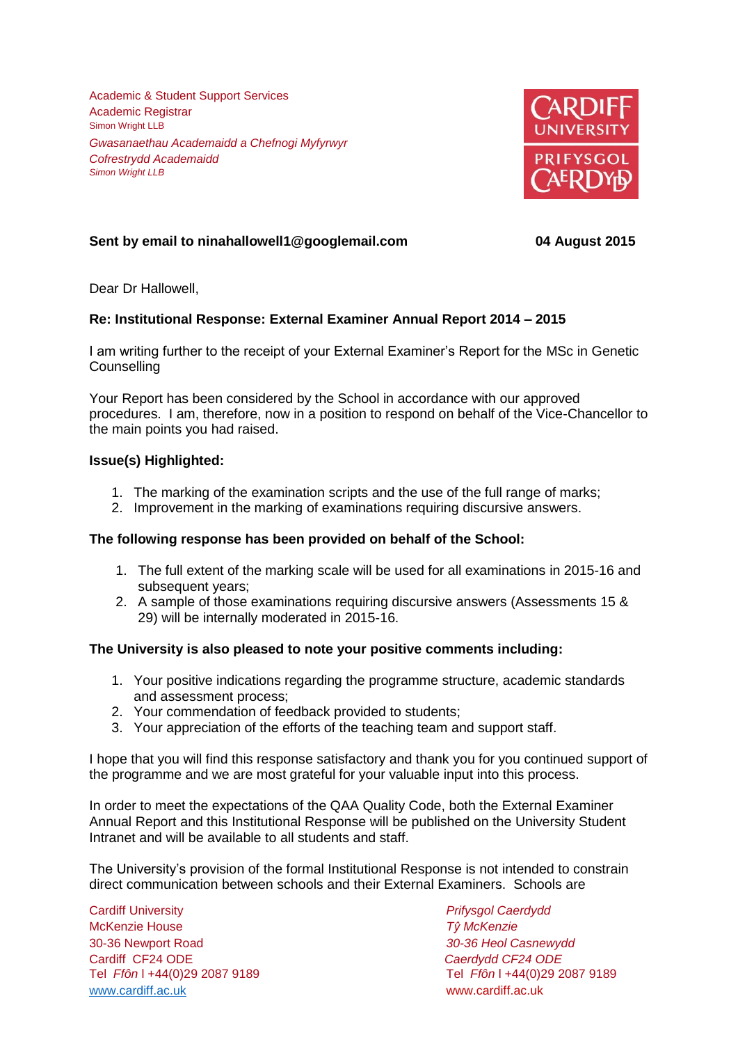Academic & Student Support Services
Academic Registrar
Simon Wright LLB

*Gwasanaethau Academaidd a Chefnogi Myfyrwyr*
*Cofrestrydd Academaidd*
*Simon Wright LLB*

CARDIFF UNIVERSITY
PRIFYSGOL CAERDYDD

**Sent by email to ninahallowell1@googlemail.com** **04 August 2015**

Dear Dr Hallowell,

**Re: Institutional Response: External Examiner Annual Report 2014 – 2015**

I am writing further to the receipt of your External Examiner's Report for the MSc in Genetic Counselling

Your Report has been considered by the School in accordance with our approved procedures. I am, therefore, now in a position to respond on behalf of the Vice-Chancellor to the main points you had raised.

**Issue(s) Highlighted:**

1. The marking of the examination scripts and the use of the full range of marks;
2. Improvement in the marking of examinations requiring discursive answers.

**The following response has been provided on behalf of the School:**

1. The full extent of the marking scale will be used for all examinations in 2015-16 and subsequent years;
2. A sample of those examinations requiring discursive answers (Assessments 15 & 29) will be internally moderated in 2015-16.

**The University is also pleased to note your positive comments including:**

1. Your positive indications regarding the programme structure, academic standards and assessment process;
2. Your commendation of feedback provided to students;
3. Your appreciation of the efforts of the teaching team and support staff.

I hope that you will find this response satisfactory and thank you for you continued support of the programme and we are most grateful for your valuable input into this process.

In order to meet the expectations of the QAA Quality Code, both the External Examiner Annual Report and this Institutional Response will be published on the University Student Intranet and will be available to all students and staff.

The University's provision of the formal Institutional Response is not intended to constrain direct communication between schools and their External Examiners. Schools are

Cardiff University
McKenzie House
30-36 Newport Road
Cardiff CF24 ODE
Tel *Ffôn* l +44(0)29 2087 9189
www.cardiff.ac.uk

*Prifysgol Caerdydd*
*Tŷ McKenzie*
*30-36 Heol Casnewydd*
*Caerdydd CF24 ODE*
Tel *Ffôn* l +44(0)29 2087 9189
www.cardiff.ac.uk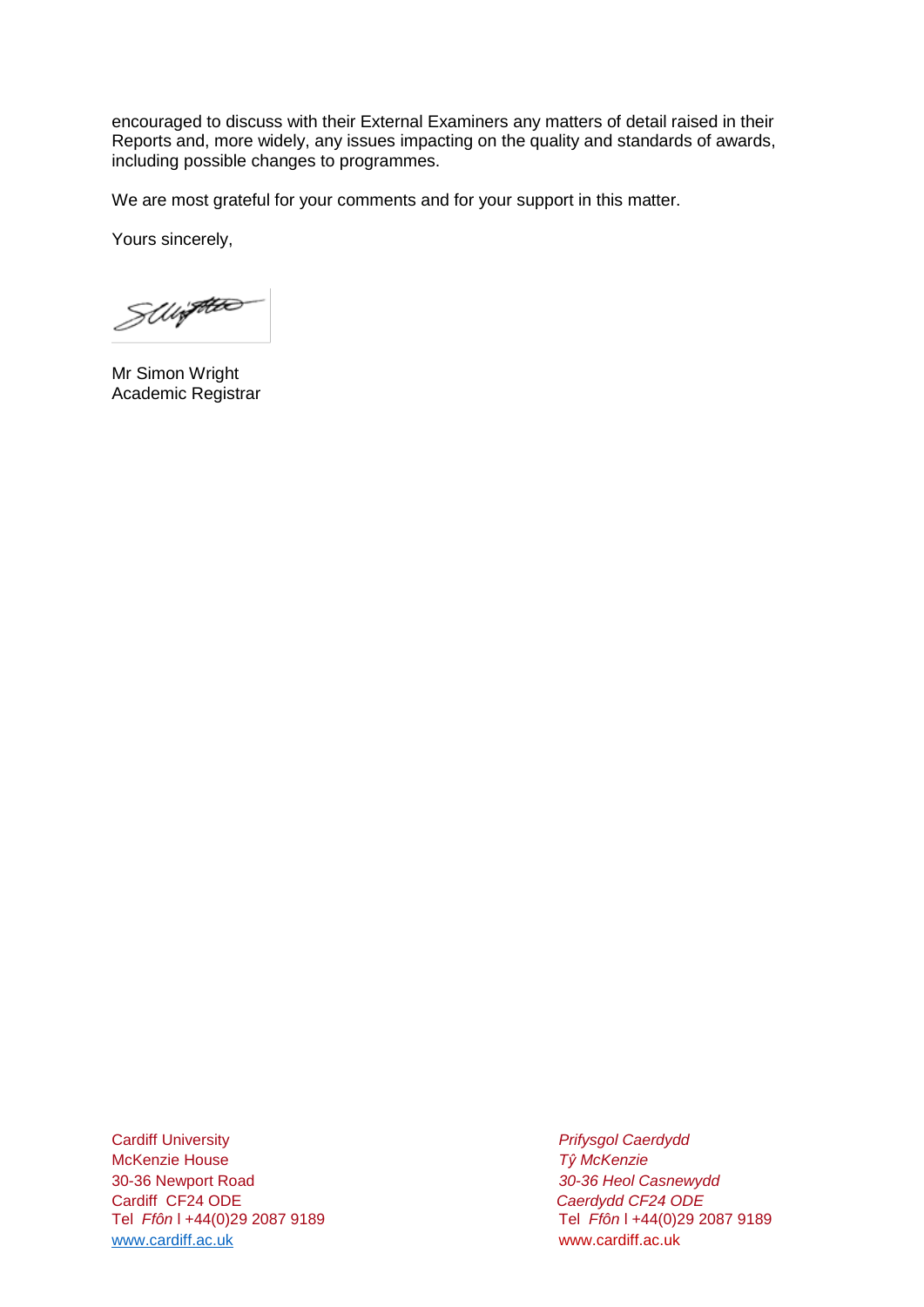encouraged to discuss with their External Examiners any matters of detail raised in their Reports and, more widely, any issues impacting on the quality and standards of awards, including possible changes to programmes.

We are most grateful for your comments and for your support in this matter.

Yours sincerely,

Mr Simon Wright
Academic Registrar

Cardiff University
McKenzie House
30-36 Newport Road
Cardiff CF24 ODE
Tel *Ffôn* l +44(0)29 2087 9189
www.cardiff.ac.uk

*Prifysgol Caerdydd*
*Tŷ McKenzie*
*30-36 Heol Casnewydd*
*Caerdydd CF24 ODE*
Tel *Ffôn* l +44(0)29 2087 9189
www.cardiff.ac.uk